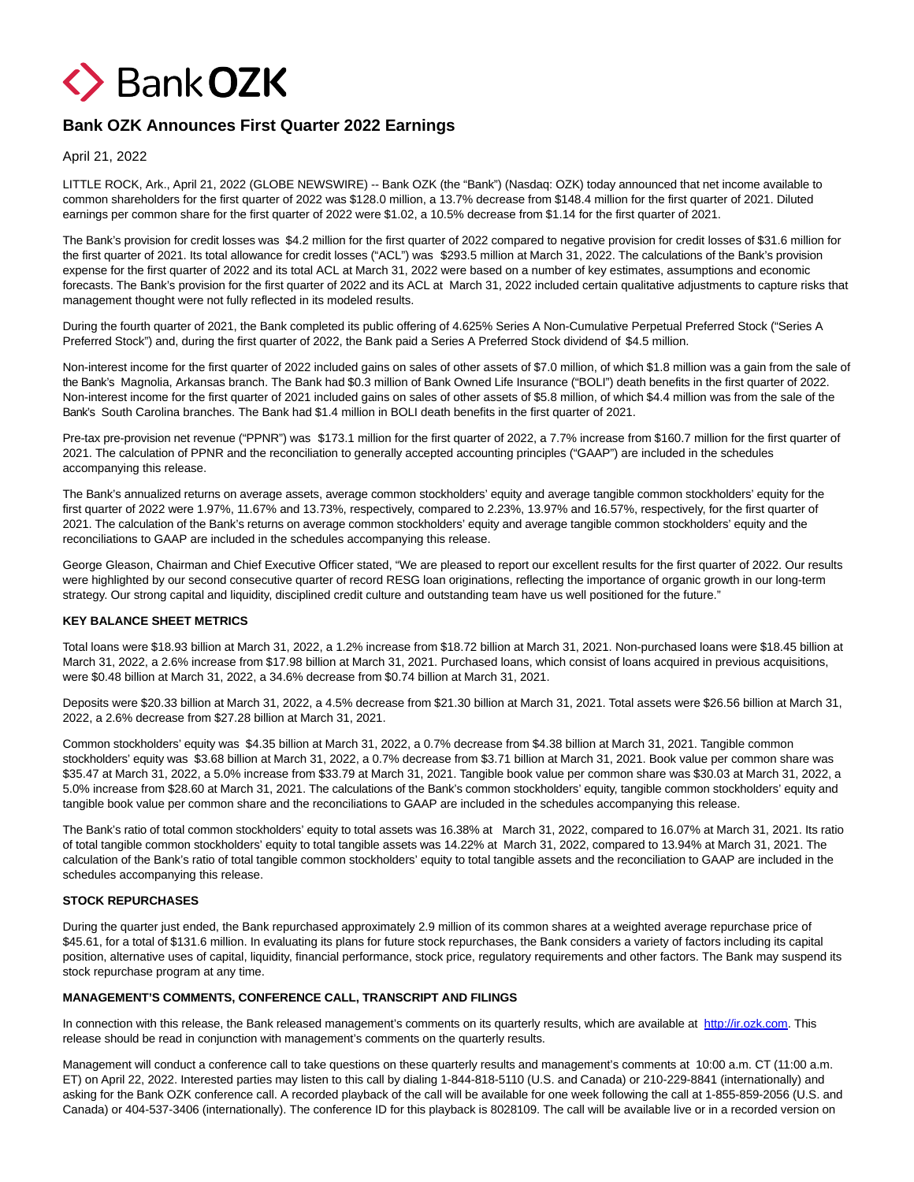# Bank OZK Announces First Quarter 2022 Earnings

April 21, 2022

LITTLE ROCK, Ark., April 21, 2022 (GLOBE NEWSWIRE) -- Bank OZK (the "Bank") (Nasdaq: OZK) today announced that net income available to common shareholders for the first quarter of 2022 was $128.0 million, a 13.7% decrease from $148.4 million for the first quarter of 2021. Diluted earnings per common share for the first quarter of 2022 were $1.02, a 10.5% decrease from $1.14 for the first quarter of 2021.

The Bank's provision for credit losses was $4.2 million for the first quarter of 2022 compared to negative provision for credit losses of $31.6 million for the first quarter of 2021. Its total allowance for credit losses ("ACL") was $293.5 million at March 31, 2022. The calculations of the Bank's provision expense for the first quarter of 2022 and its total ACL at March 31, 2022 were based on a number of key estimates, assumptions and economic forecasts. The Bank's provision for the first quarter of 2022 and its ACL at March 31, 2022 included certain qualitative adjustments to capture risks that management thought were not fully reflected in its modeled results.

During the fourth quarter of 2021, the Bank completed its public offering of 4.625% Series A Non-Cumulative Perpetual Preferred Stock ("Series A Preferred Stock") and, during the first quarter of 2022, the Bank paid a Series A Preferred Stock dividend of $4.5 million.

Non-interest income for the first quarter of 2022 included gains on sales of other assets of $7.0 million, of which $1.8 million was a gain from the sale of the Bank's Magnolia, Arkansas branch. The Bank had $0.3 million of Bank Owned Life Insurance ("BOLI") death benefits in the first quarter of 2022. Non-interest income for the first quarter of 2021 included gains on sales of other assets of $5.8 million, of which $4.4 million was from the sale of the Bank's South Carolina branches. The Bank had $1.4 million in BOLI death benefits in the first quarter of 2021.

Pre-tax pre-provision net revenue ("PPNR") was $173.1 million for the first quarter of 2022, a 7.7% increase from $160.7 million for the first quarter of 2021. The calculation of PPNR and the reconciliation to generally accepted accounting principles ("GAAP") are included in the schedules accompanying this release.

The Bank's annualized returns on average assets, average common stockholders' equity and average tangible common stockholders' equity for the first quarter of 2022 were 1.97%, 11.67% and 13.73%, respectively, compared to 2.23%, 13.97% and 16.57%, respectively, for the first quarter of 2021. The calculation of the Bank's returns on average common stockholders' equity and average tangible common stockholders' equity and the reconciliations to GAAP are included in the schedules accompanying this release.

George Gleason, Chairman and Chief Executive Officer stated, "We are pleased to report our excellent results for the first quarter of 2022. Our results were highlighted by our second consecutive quarter of record RESG loan originations, reflecting the importance of organic growth in our long-term strategy. Our strong capital and liquidity, disciplined credit culture and outstanding team have us well positioned for the future."

**KEY BALANCE SHEET METRICS**

Total loans were $18.93 billion at March 31, 2022, a 1.2% increase from $18.72 billion at March 31, 2021. Non-purchased loans were $18.45 billion at March 31, 2022, a 2.6% increase from $17.98 billion at March 31, 2021. Purchased loans, which consist of loans acquired in previous acquisitions, were $0.48 billion at March 31, 2022, a 34.6% decrease from $0.74 billion at March 31, 2021.

Deposits were $20.33 billion at March 31, 2022, a 4.5% decrease from $21.30 billion at March 31, 2021. Total assets were $26.56 billion at March 31, 2022, a 2.6% decrease from $27.28 billion at March 31, 2021.

Common stockholders' equity was $4.35 billion at March 31, 2022, a 0.7% decrease from $4.38 billion at March 31, 2021. Tangible common stockholders' equity was $3.68 billion at March 31, 2022, a 0.7% decrease from $3.71 billion at March 31, 2021. Book value per common share was $35.47 at March 31, 2022, a 5.0% increase from $33.79 at March 31, 2021. Tangible book value per common share was $30.03 at March 31, 2022, a 5.0% increase from $28.60 at March 31, 2021. The calculations of the Bank's common stockholders' equity, tangible common stockholders' equity and tangible book value per common share and the reconciliations to GAAP are included in the schedules accompanying this release.

The Bank's ratio of total common stockholders' equity to total assets was 16.38% at March 31, 2022, compared to 16.07% at March 31, 2021. Its ratio of total tangible common stockholders' equity to total tangible assets was 14.22% at March 31, 2022, compared to 13.94% at March 31, 2021. The calculation of the Bank's ratio of total tangible common stockholders' equity to total tangible assets and the reconciliation to GAAP are included in the schedules accompanying this release.

**STOCK REPURCHASES**

During the quarter just ended, the Bank repurchased approximately 2.9 million of its common shares at a weighted average repurchase price of $45.61, for a total of $131.6 million. In evaluating its plans for future stock repurchases, the Bank considers a variety of factors including its capital position, alternative uses of capital, liquidity, financial performance, stock price, regulatory requirements and other factors. The Bank may suspend its stock repurchase program at any time.

**MANAGEMENT'S COMMENTS, CONFERENCE CALL, TRANSCRIPT AND FILINGS**

In connection with this release, the Bank released management's comments on its quarterly results, which are available at http://ir.ozk.com. This release should be read in conjunction with management's comments on the quarterly results.

Management will conduct a conference call to take questions on these quarterly results and management's comments at 10:00 a.m. CT (11:00 a.m. ET) on April 22, 2022. Interested parties may listen to this call by dialing 1-844-818-5110 (U.S. and Canada) or 210-229-8841 (internationally) and asking for the Bank OZK conference call. A recorded playback of the call will be available for one week following the call at 1-855-859-2056 (U.S. and Canada) or 404-537-3406 (internationally). The conference ID for this playback is 8028109. The call will be available live or in a recorded version on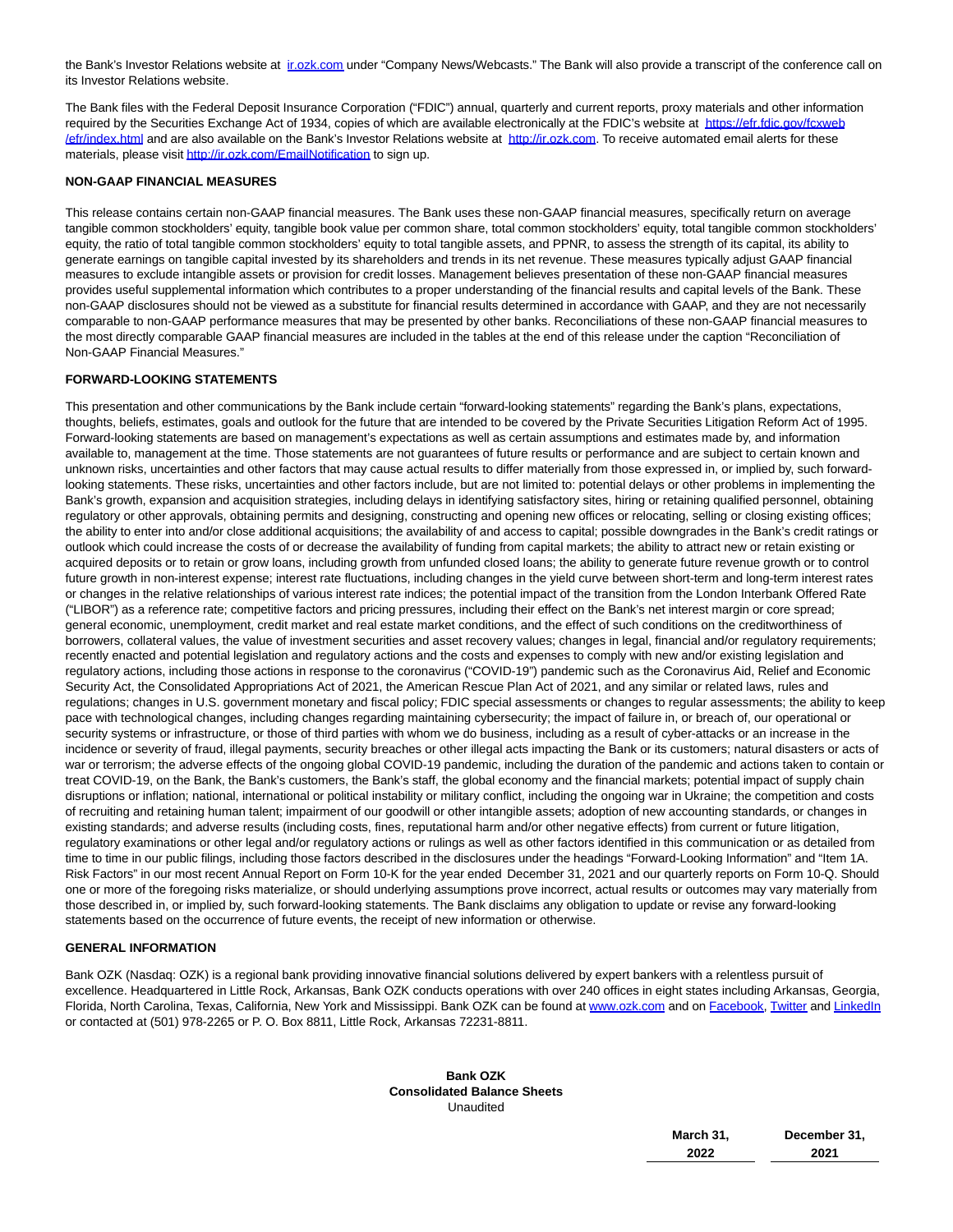the Bank's Investor Relations website at ir.ozk.com under "Company News/Webcasts." The Bank will also provide a transcript of the conference call on its Investor Relations website.

The Bank files with the Federal Deposit Insurance Corporation ("FDIC") annual, quarterly and current reports, proxy materials and other information required by the Securities Exchange Act of 1934, copies of which are available electronically at the FDIC's website at https://efr.fdic.gov/fcxweb/efr/index.html and are also available on the Bank's Investor Relations website at http://ir.ozk.com. To receive automated email alerts for these materials, please visit http://ir.ozk.com/EmailNotification to sign up.

**NON-GAAP FINANCIAL MEASURES**

This release contains certain non-GAAP financial measures. The Bank uses these non-GAAP financial measures, specifically return on average tangible common stockholders' equity, tangible book value per common share, total common stockholders' equity, total tangible common stockholders' equity, the ratio of total tangible common stockholders' equity to total tangible assets, and PPNR, to assess the strength of its capital, its ability to generate earnings on tangible capital invested by its shareholders and trends in its net revenue. These measures typically adjust GAAP financial measures to exclude intangible assets or provision for credit losses. Management believes presentation of these non-GAAP financial measures provides useful supplemental information which contributes to a proper understanding of the financial results and capital levels of the Bank. These non-GAAP disclosures should not be viewed as a substitute for financial results determined in accordance with GAAP, and they are not necessarily comparable to non-GAAP performance measures that may be presented by other banks. Reconciliations of these non-GAAP financial measures to the most directly comparable GAAP financial measures are included in the tables at the end of this release under the caption "Reconciliation of Non-GAAP Financial Measures."

**FORWARD-LOOKING STATEMENTS**

This presentation and other communications by the Bank include certain "forward-looking statements" regarding the Bank's plans, expectations, thoughts, beliefs, estimates, goals and outlook for the future that are intended to be covered by the Private Securities Litigation Reform Act of 1995. Forward-looking statements are based on management's expectations as well as certain assumptions and estimates made by, and information available to, management at the time. Those statements are not guarantees of future results or performance and are subject to certain known and unknown risks, uncertainties and other factors that may cause actual results to differ materially from those expressed in, or implied by, such forward-looking statements. These risks, uncertainties and other factors include, but are not limited to: potential delays or other problems in implementing the Bank's growth, expansion and acquisition strategies, including delays in identifying satisfactory sites, hiring or retaining qualified personnel, obtaining regulatory or other approvals, obtaining permits and designing, constructing and opening new offices or relocating, selling or closing existing offices; the ability to enter into and/or close additional acquisitions; the availability of and access to capital; possible downgrades in the Bank's credit ratings or outlook which could increase the costs of or decrease the availability of funding from capital markets; the ability to attract new or retain existing or acquired deposits or to retain or grow loans, including growth from unfunded closed loans; the ability to generate future revenue growth or to control future growth in non-interest expense; interest rate fluctuations, including changes in the yield curve between short-term and long-term interest rates or changes in the relative relationships of various interest rate indices; the potential impact of the transition from the London Interbank Offered Rate ("LIBOR") as a reference rate; competitive factors and pricing pressures, including their effect on the Bank's net interest margin or core spread; general economic, unemployment, credit market and real estate market conditions, and the effect of such conditions on the creditworthiness of borrowers, collateral values, the value of investment securities and asset recovery values; changes in legal, financial and/or regulatory requirements; recently enacted and potential legislation and regulatory actions and the costs and expenses to comply with new and/or existing legislation and regulatory actions, including those actions in response to the coronavirus ("COVID-19") pandemic such as the Coronavirus Aid, Relief and Economic Security Act, the Consolidated Appropriations Act of 2021, the American Rescue Plan Act of 2021, and any similar or related laws, rules and regulations; changes in U.S. government monetary and fiscal policy; FDIC special assessments or changes to regular assessments; the ability to keep pace with technological changes, including changes regarding maintaining cybersecurity; the impact of failure in, or breach of, our operational or security systems or infrastructure, or those of third parties with whom we do business, including as a result of cyber-attacks or an increase in the incidence or severity of fraud, illegal payments, security breaches or other illegal acts impacting the Bank or its customers; natural disasters or acts of war or terrorism; the adverse effects of the ongoing global COVID-19 pandemic, including the duration of the pandemic and actions taken to contain or treat COVID-19, on the Bank, the Bank's customers, the Bank's staff, the global economy and the financial markets; potential impact of supply chain disruptions or inflation; national, international or political instability or military conflict, including the ongoing war in Ukraine; the competition and costs of recruiting and retaining human talent; impairment of our goodwill or other intangible assets; adoption of new accounting standards, or changes in existing standards; and adverse results (including costs, fines, reputational harm and/or other negative effects) from current or future litigation, regulatory examinations or other legal and/or regulatory actions or rulings as well as other factors identified in this communication or as detailed from time to time in our public filings, including those factors described in the disclosures under the headings "Forward-Looking Information" and "Item 1A. Risk Factors" in our most recent Annual Report on Form 10-K for the year ended December 31, 2021 and our quarterly reports on Form 10-Q. Should one or more of the foregoing risks materialize, or should underlying assumptions prove incorrect, actual results or outcomes may vary materially from those described in, or implied by, such forward-looking statements. The Bank disclaims any obligation to update or revise any forward-looking statements based on the occurrence of future events, the receipt of new information or otherwise.

**GENERAL INFORMATION**

Bank OZK (Nasdaq: OZK) is a regional bank providing innovative financial solutions delivered by expert bankers with a relentless pursuit of excellence. Headquartered in Little Rock, Arkansas, Bank OZK conducts operations with over 240 offices in eight states including Arkansas, Georgia, Florida, North Carolina, Texas, California, New York and Mississippi. Bank OZK can be found at www.ozk.com and on Facebook, Twitter and LinkedIn or contacted at (501) 978-2265 or P. O. Box 8811, Little Rock, Arkansas 72231-8811.

**Bank OZK**
**Consolidated Balance Sheets**
Unaudited

| | March 31, 2022 | December 31, 2021 |
|---|---|---|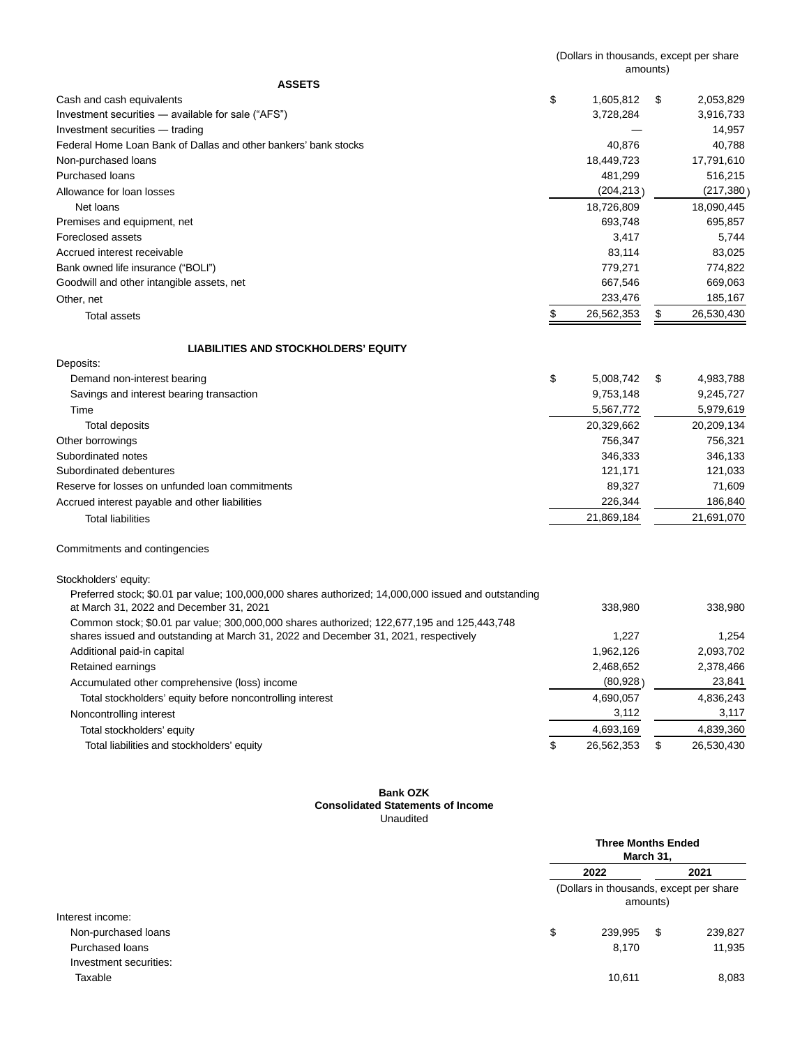| | (Dollars in thousands, except per share amounts) | |
|---|---|---|
| **ASSETS** | | |
| Cash and cash equivalents | $ 1,605,812 | $ 2,053,829 |
| Investment securities — available for sale (“AFS”) | 3,728,284 | 3,916,733 |
| Investment securities — trading | — | 14,957 |
| Federal Home Loan Bank of Dallas and other bankers’ bank stocks | 40,876 | 40,788 |
| Non-purchased loans | 18,449,723 | 17,791,610 |
| Purchased loans | 481,299 | 516,215 |
| Allowance for loan losses | (204,213) | (217,380) |
| Net loans | 18,726,809 | 18,090,445 |
| Premises and equipment, net | 693,748 | 695,857 |
| Foreclosed assets | 3,417 | 5,744 |
| Accrued interest receivable | 83,114 | 83,025 |
| Bank owned life insurance (“BOLI”) | 779,271 | 774,822 |
| Goodwill and other intangible assets, net | 667,546 | 669,063 |
| Other, net | 233,476 | 185,167 |
| Total assets | $ 26,562,353 | $ 26,530,430 |
| **LIABILITIES AND STOCKHOLDERS’ EQUITY** | | |
| Deposits: | | |
| Demand non-interest bearing | $ 5,008,742 | $ 4,983,788 |
| Savings and interest bearing transaction | 9,753,148 | 9,245,727 |
| Time | 5,567,772 | 5,979,619 |
| Total deposits | 20,329,662 | 20,209,134 |
| Other borrowings | 756,347 | 756,321 |
| Subordinated notes | 346,333 | 346,133 |
| Subordinated debentures | 121,171 | 121,033 |
| Reserve for losses on unfunded loan commitments | 89,327 | 71,609 |
| Accrued interest payable and other liabilities | 226,344 | 186,840 |
| Total liabilities | 21,869,184 | 21,691,070 |
| Commitments and contingencies | | |
| Stockholders’ equity: | | |
| Preferred stock; $0.01 par value; 100,000,000 shares authorized; 14,000,000 issued and outstanding at March 31, 2022 and December 31, 2021 | 338,980 | 338,980 |
| Common stock; $0.01 par value; 300,000,000 shares authorized; 122,677,195 and 125,443,748 shares issued and outstanding at March 31, 2022 and December 31, 2021, respectively | 1,227 | 1,254 |
| Additional paid-in capital | 1,962,126 | 2,093,702 |
| Retained earnings | 2,468,652 | 2,378,466 |
| Accumulated other comprehensive (loss) income | (80,928) | 23,841 |
| Total stockholders’ equity before noncontrolling interest | 4,690,057 | 4,836,243 |
| Noncontrolling interest | 3,112 | 3,117 |
| Total stockholders’ equity | 4,693,169 | 4,839,360 |
| Total liabilities and stockholders’ equity | $ 26,562,353 | $ 26,530,430 |

**Bank OZK**
**Consolidated Statements of Income**
Unaudited

| | **Three Months Ended March 31,** | |
|---|---|---|
| | **2022** | **2021** |
| | (Dollars in thousands, except per share amounts) | |
| Interest income: | | |
| Non-purchased loans | $ 239,995 | $ 239,827 |
| Purchased loans | 8,170 | 11,935 |
| Investment securities: | | |
| Taxable | 10,611 | 8,083 |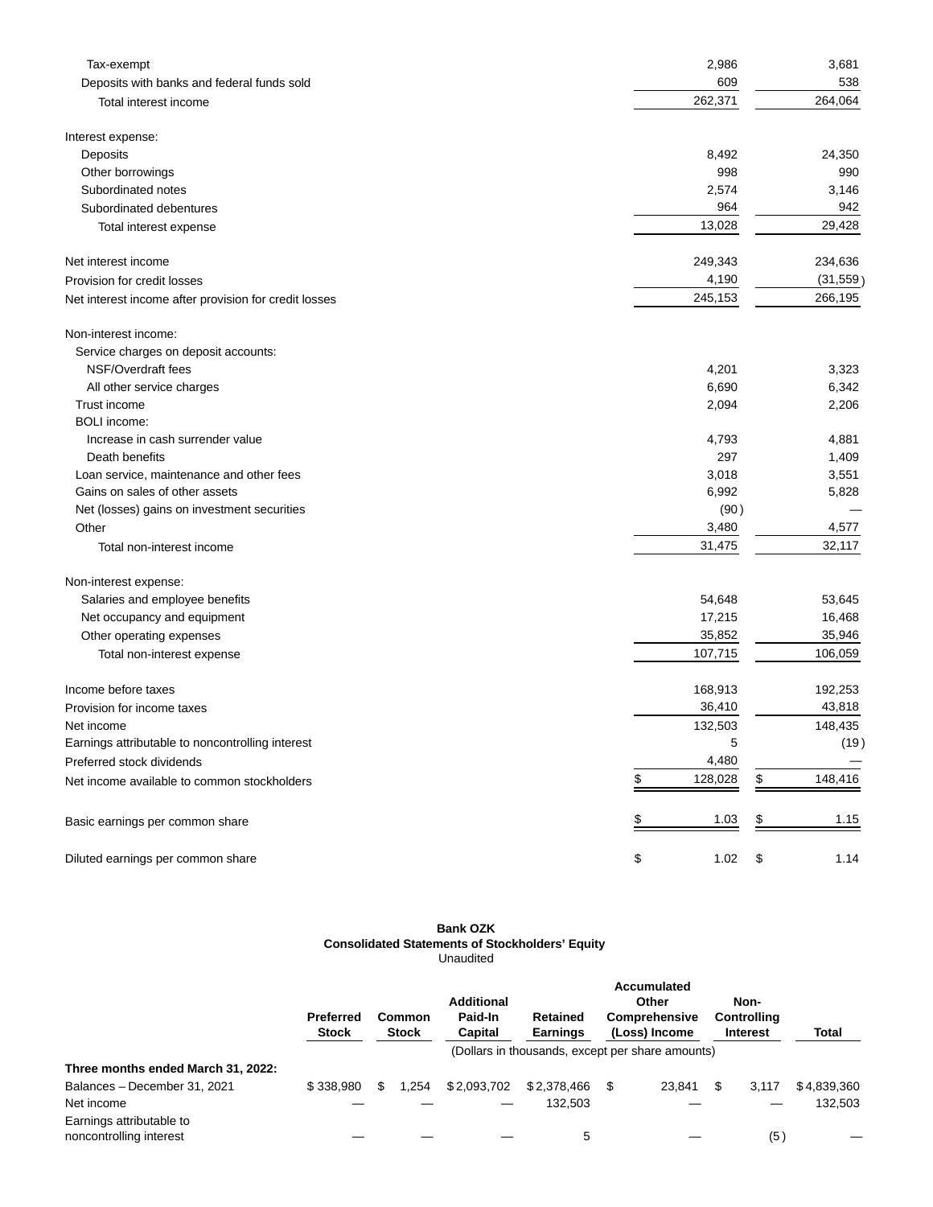| | | |
|---|---|---|
| Tax-exempt | 2,986 | 3,681 |
| Deposits with banks and federal funds sold | 609 | 538 |
| Total interest income | 262,371 | 264,064 |
| | | |
| Interest expense: | | |
| Deposits | 8,492 | 24,350 |
| Other borrowings | 998 | 990 |
| Subordinated notes | 2,574 | 3,146 |
| Subordinated debentures | 964 | 942 |
| Total interest expense | 13,028 | 29,428 |
| | | |
| Net interest income | 249,343 | 234,636 |
| Provision for credit losses | 4,190 | (31,559) |
| Net interest income after provision for credit losses | 245,153 | 266,195 |
| | | |
| Non-interest income: | | |
| Service charges on deposit accounts: | | |
| NSF/Overdraft fees | 4,201 | 3,323 |
| All other service charges | 6,690 | 6,342 |
| Trust income | 2,094 | 2,206 |
| BOLI income: | | |
| Increase in cash surrender value | 4,793 | 4,881 |
| Death benefits | 297 | 1,409 |
| Loan service, maintenance and other fees | 3,018 | 3,551 |
| Gains on sales of other assets | 6,992 | 5,828 |
| Net (losses) gains on investment securities | (90) | — |
| Other | 3,480 | 4,577 |
| Total non-interest income | 31,475 | 32,117 |
| | | |
| Non-interest expense: | | |
| Salaries and employee benefits | 54,648 | 53,645 |
| Net occupancy and equipment | 17,215 | 16,468 |
| Other operating expenses | 35,852 | 35,946 |
| Total non-interest expense | 107,715 | 106,059 |
| | | |
| Income before taxes | 168,913 | 192,253 |
| Provision for income taxes | 36,410 | 43,818 |
| Net income | 132,503 | 148,435 |
| Earnings attributable to noncontrolling interest | 5 | (19) |
| Preferred stock dividends | 4,480 | — |
| Net income available to common stockholders | $ 128,028 | $ 148,416 |
| | | |
| Basic earnings per common share | $ 1.03 | $ 1.15 |
| | | |
| Diluted earnings per common share | $ 1.02 | $ 1.14 |

**Bank OZK**
**Consolidated Statements of Stockholders' Equity**
Unaudited

| | Preferred Stock | Common Stock | Additional Paid-In Capital | Retained Earnings | Accumulated Other Comprehensive (Loss) Income | Non-Controlling Interest | Total |
|---|---|---|---|---|---|---|---|
| | (Dollars in thousands, except per share amounts) | | | | | | |
| **Three months ended March 31, 2022:** | | | | | | | |
| Balances – December 31, 2021 | $ 338,980 | $ 1,254 | $ 2,093,702 | $ 2,378,466 | $ 23,841 | $ 3,117 | $ 4,839,360 |
| Net income | — | — | — | 132,503 | — | — | 132,503 |
| Earnings attributable to noncontrolling interest | — | — | — | 5 | — | (5) | — |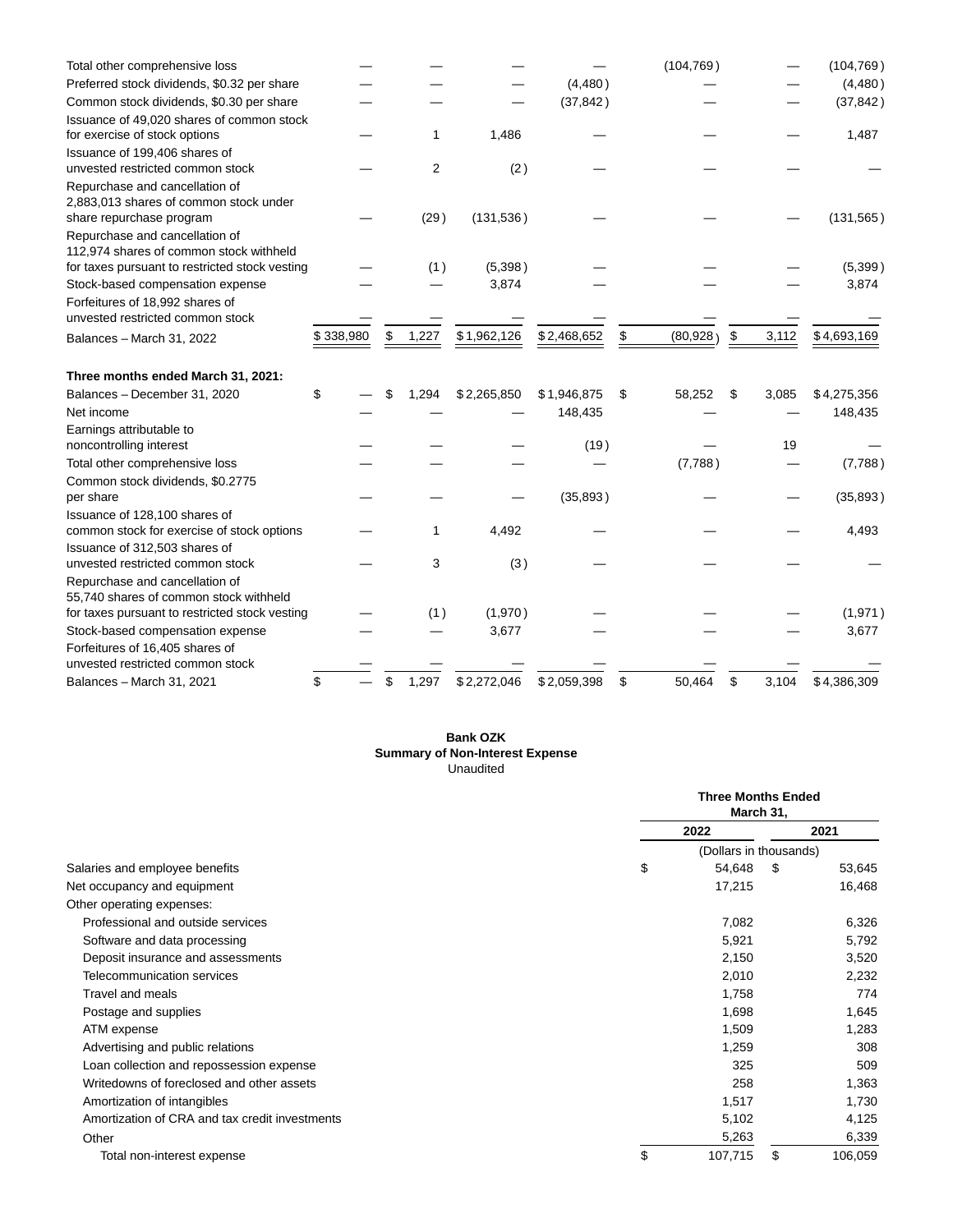| | | | | | | | |
|---|---|---|---|---|---|---|---|
| Total other comprehensive loss | — | — | — | — | (104,769) | — | (104,769) |
| Preferred stock dividends, $0.32 per share | — | — | — | (4,480) | — | — | (4,480) |
| Common stock dividends, $0.30 per share | — | — | — | (37,842) | — | — | (37,842) |
| Issuance of 49,020 shares of common stock for exercise of stock options | — | 1 | 1,486 | — | — | — | 1,487 |
| Issuance of 199,406 shares of unvested restricted common stock | — | 2 | (2) | — | — | — | — |
| Repurchase and cancellation of 2,883,013 shares of common stock under share repurchase program | — | (29) | (131,536) | — | — | — | (131,565) |
| Repurchase and cancellation of 112,974 shares of common stock withheld for taxes pursuant to restricted stock vesting | — | (1) | (5,398) | — | — | — | (5,399) |
| Stock-based compensation expense | — | — | 3,874 | — | — | — | 3,874 |
| Forfeitures of 18,992 shares of unvested restricted common stock | — | — | — | — | — | — | — |
| Balances – March 31, 2022 | $338,980 | $ 1,227 | $1,962,126 | $2,468,652 | $ (80,928) | $ 3,112 | $4,693,169 |
| | | | | | | | |
| **Three months ended March 31, 2021:** | | | | | | | |
| Balances – December 31, 2020 | $ — | $ 1,294 | $2,265,850 | $1,946,875 | $ 58,252 | $ 3,085 | $4,275,356 |
| Net income | — | — | — | 148,435 | — | — | 148,435 |
| Earnings attributable to noncontrolling interest | — | — | — | (19) | — | 19 | — |
| Total other comprehensive loss | — | — | — | — | (7,788) | — | (7,788) |
| Common stock dividends, $0.2775 per share | — | — | — | (35,893) | — | — | (35,893) |
| Issuance of 128,100 shares of common stock for exercise of stock options | — | 1 | 4,492 | — | — | — | 4,493 |
| Issuance of 312,503 shares of unvested restricted common stock | — | 3 | (3) | — | — | — | — |
| Repurchase and cancellation of 55,740 shares of common stock withheld for taxes pursuant to restricted stock vesting | — | (1) | (1,970) | — | — | — | (1,971) |
| Stock-based compensation expense | — | — | 3,677 | — | — | — | 3,677 |
| Forfeitures of 16,405 shares of unvested restricted common stock | — | — | — | — | — | — | — |
| Balances – March 31, 2021 | $ — | $ 1,297 | $2,272,046 | $2,059,398 | $ 50,464 | $ 3,104 | $4,386,309 |

**Bank OZK**
**Summary of Non-Interest Expense**
Unaudited

| | Three Months Ended March 31, | |
|---|---|---|
| | **2022** | **2021** |
| | (Dollars in thousands) | |
| Salaries and employee benefits | $ 54,648 | $ 53,645 |
| Net occupancy and equipment | 17,215 | 16,468 |
| Other operating expenses: | | |
| Professional and outside services | 7,082 | 6,326 |
| Software and data processing | 5,921 | 5,792 |
| Deposit insurance and assessments | 2,150 | 3,520 |
| Telecommunication services | 2,010 | 2,232 |
| Travel and meals | 1,758 | 774 |
| Postage and supplies | 1,698 | 1,645 |
| ATM expense | 1,509 | 1,283 |
| Advertising and public relations | 1,259 | 308 |
| Loan collection and repossession expense | 325 | 509 |
| Writedowns of foreclosed and other assets | 258 | 1,363 |
| Amortization of intangibles | 1,517 | 1,730 |
| Amortization of CRA and tax credit investments | 5,102 | 4,125 |
| Other | 5,263 | 6,339 |
| Total non-interest expense | $ 107,715 | $ 106,059 |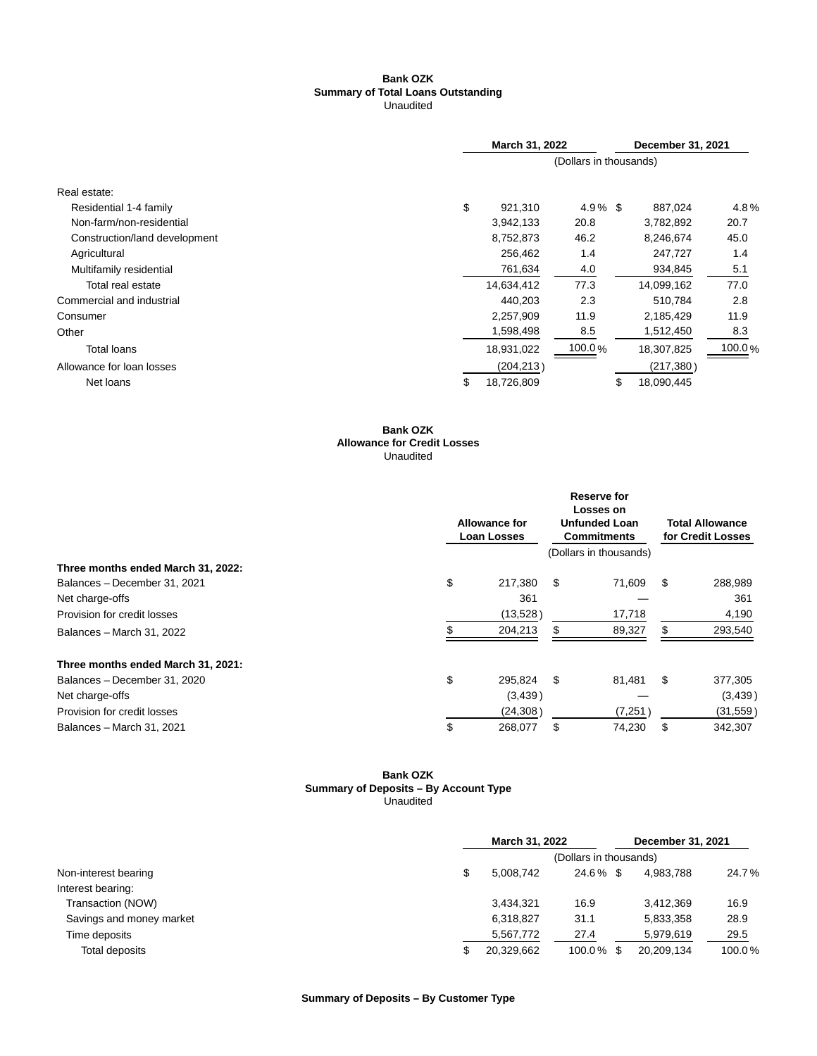**Bank OZK**
**Summary of Total Loans Outstanding**
Unaudited

| | March 31, 2022 | | December 31, 2021 | |
|---|---|---|---|---|
| | (Dollars in thousands) | | | |
| Real estate: | | | | |
| Residential 1-4 family | $ 921,310 | 4.9 % | $ 887,024 | 4.8 % |
| Non-farm/non-residential | 3,942,133 | 20.8 | 3,782,892 | 20.7 |
| Construction/land development | 8,752,873 | 46.2 | 8,246,674 | 45.0 |
| Agricultural | 256,462 | 1.4 | 247,727 | 1.4 |
| Multifamily residential | 761,634 | 4.0 | 934,845 | 5.1 |
| Total real estate | 14,634,412 | 77.3 | 14,099,162 | 77.0 |
| Commercial and industrial | 440,203 | 2.3 | 510,784 | 2.8 |
| Consumer | 2,257,909 | 11.9 | 2,185,429 | 11.9 |
| Other | 1,598,498 | 8.5 | 1,512,450 | 8.3 |
| Total loans | 18,931,022 | 100.0 % | 18,307,825 | 100.0 % |
| Allowance for loan losses | (204,213) | | (217,380) | |
| Net loans | $ 18,726,809 | | $ 18,090,445 | |

**Bank OZK**
**Allowance for Credit Losses**
Unaudited

| | Allowance for Loan Losses | Reserve for Losses on Unfunded Loan Commitments | Total Allowance for Credit Losses |
|---|---|---|---|
| | (Dollars in thousands) | | |
| **Three months ended March 31, 2022:** | | | |
| Balances – December 31, 2021 | $ 217,380 | $ 71,609 | $ 288,989 |
| Net charge-offs | 361 | — | 361 |
| Provision for credit losses | (13,528) | 17,718 | 4,190 |
| Balances – March 31, 2022 | $ 204,213 | $ 89,327 | $ 293,540 |
| **Three months ended March 31, 2021:** | | | |
| Balances – December 31, 2020 | $ 295,824 | $ 81,481 | $ 377,305 |
| Net charge-offs | (3,439) | — | (3,439) |
| Provision for credit losses | (24,308) | (7,251) | (31,559) |
| Balances – March 31, 2021 | $ 268,077 | $ 74,230 | $ 342,307 |

**Bank OZK**
**Summary of Deposits – By Account Type**
Unaudited

| | March 31, 2022 | | December 31, 2021 | |
|---|---|---|---|---|
| | (Dollars in thousands) | | | |
| Non-interest bearing | $ 5,008,742 | 24.6 % | $ 4,983,788 | 24.7 % |
| Interest bearing: | | | | |
| Transaction (NOW) | 3,434,321 | 16.9 | 3,412,369 | 16.9 |
| Savings and money market | 6,318,827 | 31.1 | 5,833,358 | 28.9 |
| Time deposits | 5,567,772 | 27.4 | 5,979,619 | 29.5 |
| Total deposits | $ 20,329,662 | 100.0 % | $ 20,209,134 | 100.0 % |

**Summary of Deposits – By Customer Type**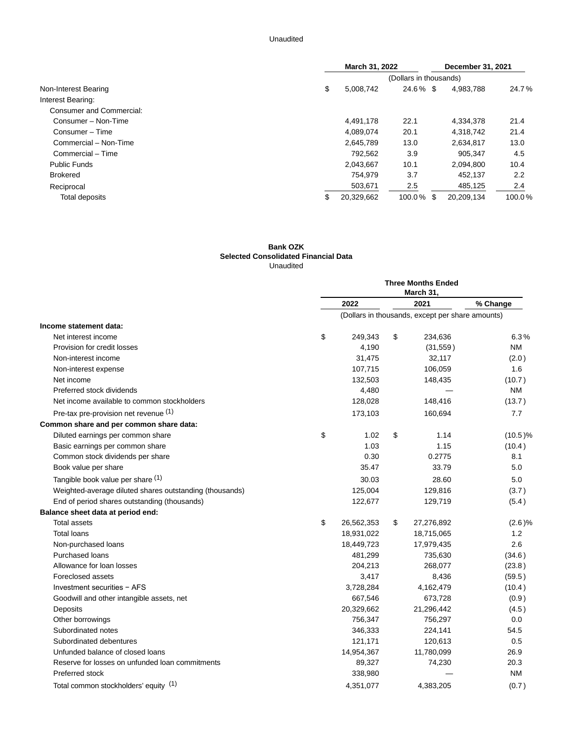Unaudited

| | March 31, 2022 | | December 31, 2021 | |
|---|---|---|---|---|
| | (Dollars in thousands) | | | |
| Non-Interest Bearing | $ 5,008,742 | 24.6 % | $ 4,983,788 | 24.7 % |
| Interest Bearing: | | | | |
| Consumer and Commercial: | | | | |
| Consumer – Non-Time | 4,491,178 | 22.1 | 4,334,378 | 21.4 |
| Consumer – Time | 4,089,074 | 20.1 | 4,318,742 | 21.4 |
| Commercial – Non-Time | 2,645,789 | 13.0 | 2,634,817 | 13.0 |
| Commercial – Time | 792,562 | 3.9 | 905,347 | 4.5 |
| Public Funds | 2,043,667 | 10.1 | 2,094,800 | 10.4 |
| Brokered | 754,979 | 3.7 | 452,137 | 2.2 |
| Reciprocal | 503,671 | 2.5 | 485,125 | 2.4 |
| Total deposits | $ 20,329,662 | 100.0 % | $ 20,209,134 | 100.0 % |

**Bank OZK**
**Selected Consolidated Financial Data**
Unaudited

| | Three Months Ended March 31, | | |
|---|---|---|---|
| | 2022 | 2021 | % Change |
| | (Dollars in thousands, except per share amounts) | | |
| **Income statement data:** | | | |
| Net interest income | $ 249,343 | $ 234,636 | 6.3 % |
| Provision for credit losses | 4,190 | (31,559 ) | NM |
| Non-interest income | 31,475 | 32,117 | (2.0 ) |
| Non-interest expense | 107,715 | 106,059 | 1.6 |
| Net income | 132,503 | 148,435 | (10.7 ) |
| Preferred stock dividends | 4,480 | — | NM |
| Net income available to common stockholders | 128,028 | 148,416 | (13.7 ) |
| Pre-tax pre-provision net revenue (1) | 173,103 | 160,694 | 7.7 |
| **Common share and per common share data:** | | | |
| Diluted earnings per common share | $ 1.02 | $ 1.14 | (10.5 )% |
| Basic earnings per common share | 1.03 | 1.15 | (10.4 ) |
| Common stock dividends per share | 0.30 | 0.2775 | 8.1 |
| Book value per share | 35.47 | 33.79 | 5.0 |
| Tangible book value per share (1) | 30.03 | 28.60 | 5.0 |
| Weighted-average diluted shares outstanding (thousands) | 125,004 | 129,816 | (3.7 ) |
| End of period shares outstanding (thousands) | 122,677 | 129,719 | (5.4 ) |
| **Balance sheet data at period end:** | | | |
| Total assets | $ 26,562,353 | $ 27,276,892 | (2.6 )% |
| Total loans | 18,931,022 | 18,715,065 | 1.2 |
| Non-purchased loans | 18,449,723 | 17,979,435 | 2.6 |
| Purchased loans | 481,299 | 735,630 | (34.6 ) |
| Allowance for loan losses | 204,213 | 268,077 | (23.8 ) |
| Foreclosed assets | 3,417 | 8,436 | (59.5 ) |
| Investment securities − AFS | 3,728,284 | 4,162,479 | (10.4 ) |
| Goodwill and other intangible assets, net | 667,546 | 673,728 | (0.9 ) |
| Deposits | 20,329,662 | 21,296,442 | (4.5 ) |
| Other borrowings | 756,347 | 756,297 | 0.0 |
| Subordinated notes | 346,333 | 224,141 | 54.5 |
| Subordinated debentures | 121,171 | 120,613 | 0.5 |
| Unfunded balance of closed loans | 14,954,367 | 11,780,099 | 26.9 |
| Reserve for losses on unfunded loan commitments | 89,327 | 74,230 | 20.3 |
| Preferred stock | 338,980 | — | NM |
| Total common stockholders' equity (1) | 4,351,077 | 4,383,205 | (0.7 ) |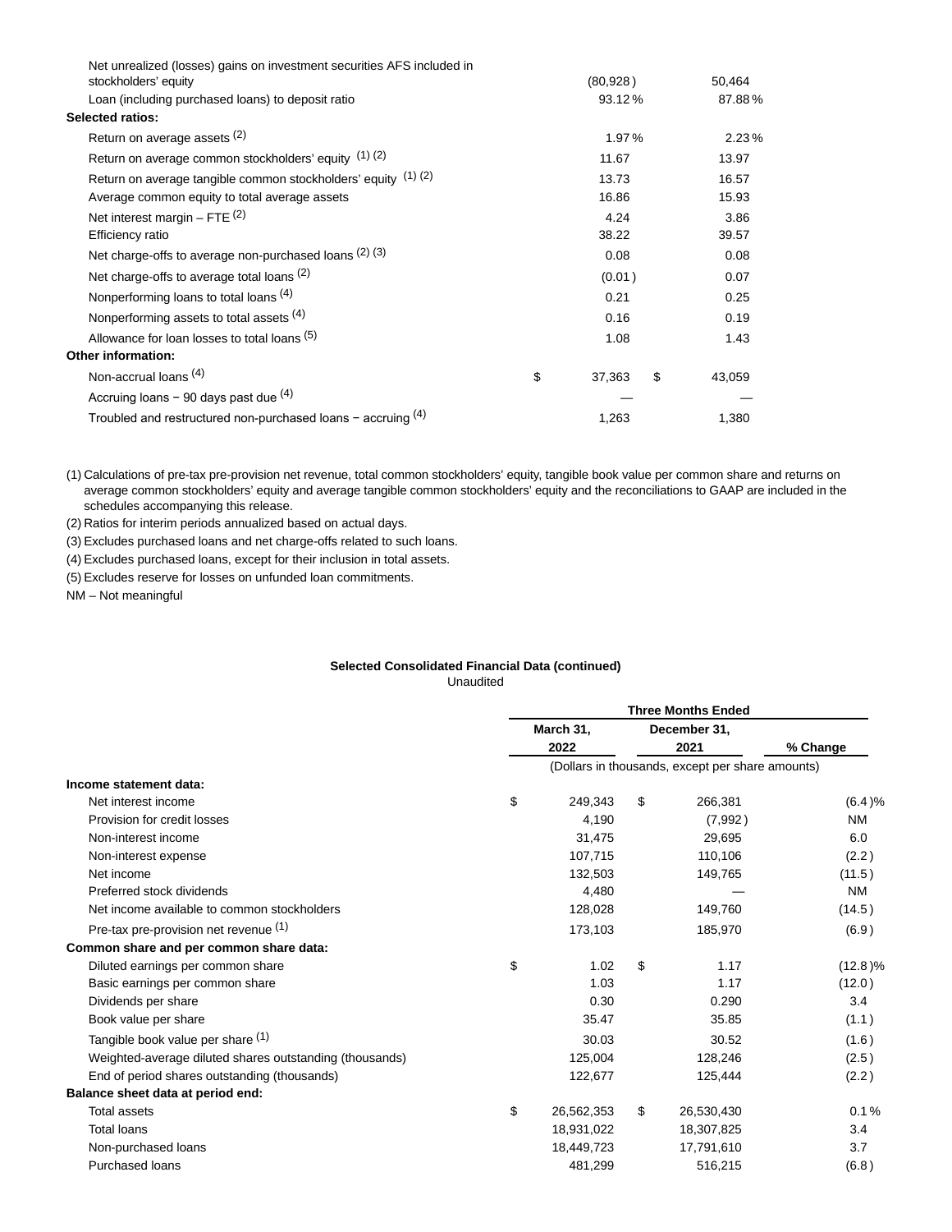| | | |
|---|---|---|
| Net unrealized (losses) gains on investment securities AFS included in stockholders' equity | (80,928) | 50,464 |
| Loan (including purchased loans) to deposit ratio | 93.12% | 87.88% |
| **Selected ratios:** | | |
| Return on average assets (2) | 1.97% | 2.23% |
| Return on average common stockholders' equity (1) (2) | 11.67 | 13.97 |
| Return on average tangible common stockholders' equity (1) (2) | 13.73 | 16.57 |
| Average common equity to total average assets | 16.86 | 15.93 |
| Net interest margin – FTE (2) | 4.24 | 3.86 |
| Efficiency ratio | 38.22 | 39.57 |
| Net charge-offs to average non-purchased loans (2) (3) | 0.08 | 0.08 |
| Net charge-offs to average total loans (2) | (0.01) | 0.07 |
| Nonperforming loans to total loans (4) | 0.21 | 0.25 |
| Nonperforming assets to total assets (4) | 0.16 | 0.19 |
| Allowance for loan losses to total loans (5) | 1.08 | 1.43 |
| **Other information:** | | |
| Non-accrual loans (4) | $ 37,363 | $ 43,059 |
| Accruing loans − 90 days past due (4) | — | — |
| Troubled and restructured non-purchased loans − accruing (4) | 1,263 | 1,380 |

(1) Calculations of pre-tax pre-provision net revenue, total common stockholders' equity, tangible book value per common share and returns on average common stockholders' equity and average tangible common stockholders' equity and the reconciliations to GAAP are included in the schedules accompanying this release.

(2) Ratios for interim periods annualized based on actual days.

(3) Excludes purchased loans and net charge-offs related to such loans.

(4) Excludes purchased loans, except for their inclusion in total assets.

(5) Excludes reserve for losses on unfunded loan commitments.

NM – Not meaningful

**Selected Consolidated Financial Data (continued)**
Unaudited

| | Three Months Ended | | |
|---|---|---|---|
| | March 31, 2022 | December 31, 2021 | % Change |
| | (Dollars in thousands, except per share amounts) | | |
| **Income statement data:** | | | |
| Net interest income | $ 249,343 | $ 266,381 | (6.4)% |
| Provision for credit losses | 4,190 | (7,992) | NM |
| Non-interest income | 31,475 | 29,695 | 6.0 |
| Non-interest expense | 107,715 | 110,106 | (2.2) |
| Net income | 132,503 | 149,765 | (11.5) |
| Preferred stock dividends | 4,480 | — | NM |
| Net income available to common stockholders | 128,028 | 149,760 | (14.5) |
| Pre-tax pre-provision net revenue (1) | 173,103 | 185,970 | (6.9) |
| **Common share and per common share data:** | | | |
| Diluted earnings per common share | $ 1.02 | $ 1.17 | (12.8)% |
| Basic earnings per common share | 1.03 | 1.17 | (12.0) |
| Dividends per share | 0.30 | 0.290 | 3.4 |
| Book value per share | 35.47 | 35.85 | (1.1) |
| Tangible book value per share (1) | 30.03 | 30.52 | (1.6) |
| Weighted-average diluted shares outstanding (thousands) | 125,004 | 128,246 | (2.5) |
| End of period shares outstanding (thousands) | 122,677 | 125,444 | (2.2) |
| **Balance sheet data at period end:** | | | |
| Total assets | $ 26,562,353 | $ 26,530,430 | 0.1% |
| Total loans | 18,931,022 | 18,307,825 | 3.4 |
| Non-purchased loans | 18,449,723 | 17,791,610 | 3.7 |
| Purchased loans | 481,299 | 516,215 | (6.8) |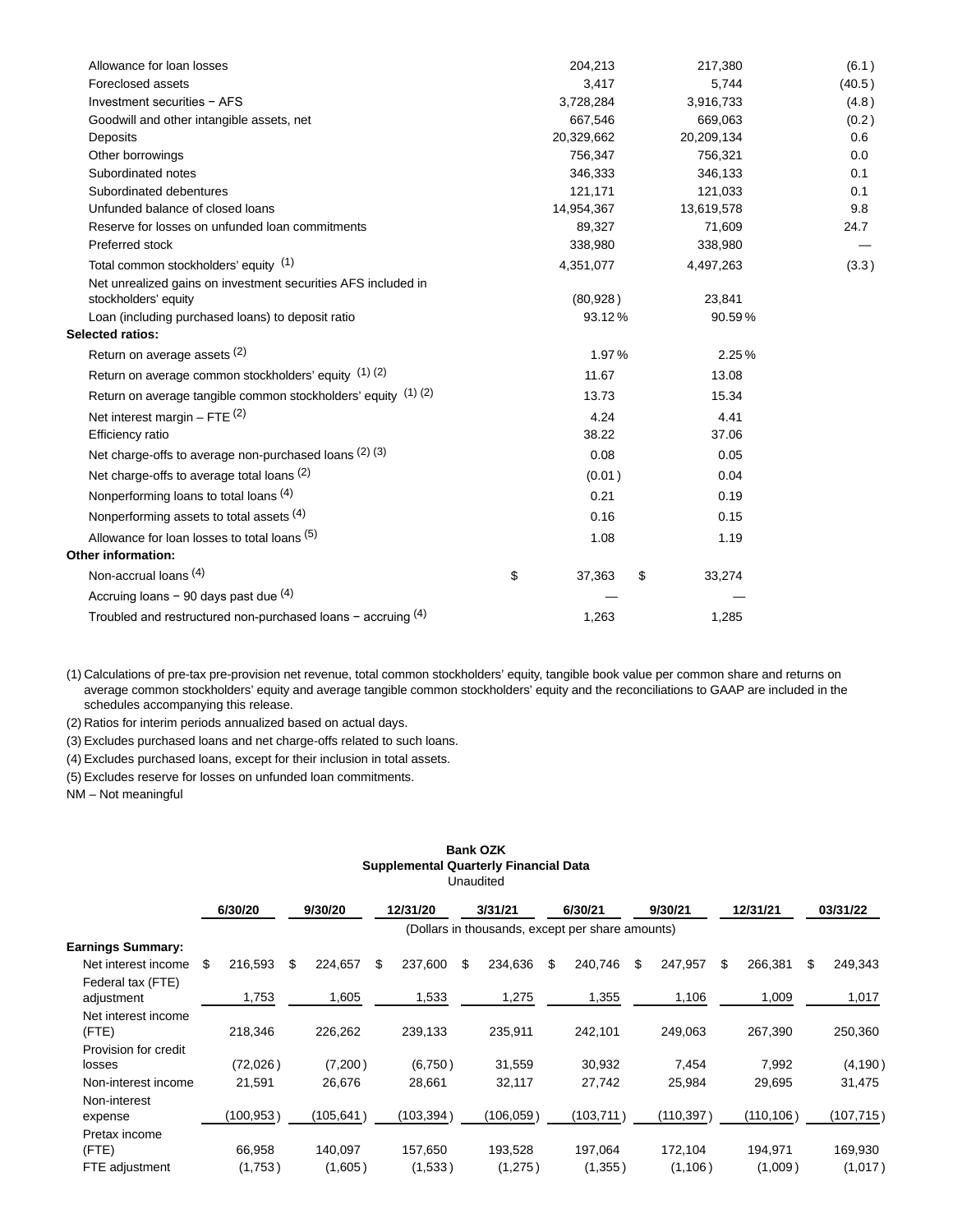| | | | |
|---|---|---|---|
| Allowance for loan losses | 204,213 | 217,380 | (6.1) |
| Foreclosed assets | 3,417 | 5,744 | (40.5) |
| Investment securities − AFS | 3,728,284 | 3,916,733 | (4.8) |
| Goodwill and other intangible assets, net | 667,546 | 669,063 | (0.2) |
| Deposits | 20,329,662 | 20,209,134 | 0.6 |
| Other borrowings | 756,347 | 756,321 | 0.0 |
| Subordinated notes | 346,333 | 346,133 | 0.1 |
| Subordinated debentures | 121,171 | 121,033 | 0.1 |
| Unfunded balance of closed loans | 14,954,367 | 13,619,578 | 9.8 |
| Reserve for losses on unfunded loan commitments | 89,327 | 71,609 | 24.7 |
| Preferred stock | 338,980 | 338,980 | — |
| Total common stockholders' equity (1) | 4,351,077 | 4,497,263 | (3.3) |
| Net unrealized gains on investment securities AFS included in stockholders' equity | (80,928) | 23,841 | |
| Loan (including purchased loans) to deposit ratio | 93.12% | 90.59% | |
| **Selected ratios:** | | | |
| Return on average assets (2) | 1.97% | 2.25% | |
| Return on average common stockholders' equity (1) (2) | 11.67 | 13.08 | |
| Return on average tangible common stockholders' equity (1) (2) | 13.73 | 15.34 | |
| Net interest margin – FTE (2) | 4.24 | 4.41 | |
| Efficiency ratio | 38.22 | 37.06 | |
| Net charge-offs to average non-purchased loans (2) (3) | 0.08 | 0.05 | |
| Net charge-offs to average total loans (2) | (0.01) | 0.04 | |
| Nonperforming loans to total loans (4) | 0.21 | 0.19 | |
| Nonperforming assets to total assets (4) | 0.16 | 0.15 | |
| Allowance for loan losses to total loans (5) | 1.08 | 1.19 | |
| **Other information:** | | | |
| Non-accrual loans (4) | $ 37,363 | $ 33,274 | |
| Accruing loans − 90 days past due (4) | — | — | |
| Troubled and restructured non-purchased loans − accruing (4) | 1,263 | 1,285 | |

(1) Calculations of pre-tax pre-provision net revenue, total common stockholders' equity, tangible book value per common share and returns on average common stockholders' equity and average tangible common stockholders' equity and the reconciliations to GAAP are included in the schedules accompanying this release.

(2) Ratios for interim periods annualized based on actual days.

(3) Excludes purchased loans and net charge-offs related to such loans.

(4) Excludes purchased loans, except for their inclusion in total assets.

(5) Excludes reserve for losses on unfunded loan commitments.

NM – Not meaningful

**Bank OZK**
**Supplemental Quarterly Financial Data**
Unaudited

| | 6/30/20 | 9/30/20 | 12/31/20 | 3/31/21 | 6/30/21 | 9/30/21 | 12/31/21 | 03/31/22 |
|---|---|---|---|---|---|---|---|---|
| | (Dollars in thousands, except per share amounts) | | | | | | | |
| **Earnings Summary:** | | | | | | | | |
| Net interest income | $ 216,593 | $ 224,657 | $ 237,600 | $ 234,636 | $ 240,746 | $ 247,957 | $ 266,381 | $ 249,343 |
| Federal tax (FTE) adjustment | 1,753 | 1,605 | 1,533 | 1,275 | 1,355 | 1,106 | 1,009 | 1,017 |
| Net interest income (FTE) | 218,346 | 226,262 | 239,133 | 235,911 | 242,101 | 249,063 | 267,390 | 250,360 |
| Provision for credit losses | (72,026) | (7,200) | (6,750) | 31,559 | 30,932 | 7,454 | 7,992 | (4,190) |
| Non-interest income | 21,591 | 26,676 | 28,661 | 32,117 | 27,742 | 25,984 | 29,695 | 31,475 |
| Non-interest expense | (100,953) | (105,641) | (103,394) | (106,059) | (103,711) | (110,397) | (110,106) | (107,715) |
| Pretax income (FTE) | 66,958 | 140,097 | 157,650 | 193,528 | 197,064 | 172,104 | 194,971 | 169,930 |
| FTE adjustment | (1,753) | (1,605) | (1,533) | (1,275) | (1,355) | (1,106) | (1,009) | (1,017) |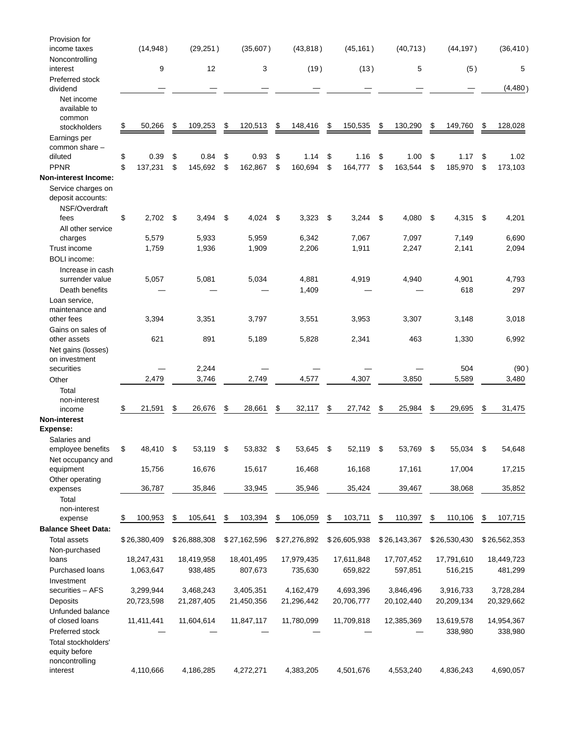| | | | | | | | | |
|---|---|---|---|---|---|---|---|---|
| Provision for income taxes | (14,948) | (29,251) | (35,607) | (43,818) | (45,161) | (40,713) | (44,197) | (36,410) |
| Noncontrolling interest | 9 | 12 | 3 | (19) | (13) | 5 | (5) | 5 |
| Preferred stock dividend | — | — | — | — | — | — | — | (4,480) |
| Net income available to common stockholders | $ 50,266 | $ 109,253 | $ 120,513 | $ 148,416 | $ 150,535 | $ 130,290 | $ 149,760 | $ 128,028 |
| Earnings per common share – diluted | $ 0.39 | $ 0.84 | $ 0.93 | $ 1.14 | $ 1.16 | $ 1.00 | $ 1.17 | $ 1.02 |
| PPNR | $ 137,231 | $ 145,692 | $ 162,867 | $ 160,694 | $ 164,777 | $ 163,544 | $ 185,970 | $ 173,103 |
| **Non-interest Income:** | | | | | | | | |
| Service charges on deposit accounts: | | | | | | | | |
| NSF/Overdraft fees | $ 2,702 | $ 3,494 | $ 4,024 | $ 3,323 | $ 3,244 | $ 4,080 | $ 4,315 | $ 4,201 |
| All other service charges | 5,579 | 5,933 | 5,959 | 6,342 | 7,067 | 7,097 | 7,149 | 6,690 |
| Trust income | 1,759 | 1,936 | 1,909 | 2,206 | 1,911 | 2,247 | 2,141 | 2,094 |
| BOLI income: | | | | | | | | |
| Increase in cash surrender value | 5,057 | 5,081 | 5,034 | 4,881 | 4,919 | 4,940 | 4,901 | 4,793 |
| Death benefits | — | — | — | 1,409 | — | — | 618 | 297 |
| Loan service, maintenance and other fees | 3,394 | 3,351 | 3,797 | 3,551 | 3,953 | 3,307 | 3,148 | 3,018 |
| Gains on sales of other assets | 621 | 891 | 5,189 | 5,828 | 2,341 | 463 | 1,330 | 6,992 |
| Net gains (losses) on investment securities | — | 2,244 | — | — | — | — | 504 | (90) |
| Other | 2,479 | 3,746 | 2,749 | 4,577 | 4,307 | 3,850 | 5,589 | 3,480 |
| Total non-interest income | $ 21,591 | $ 26,676 | $ 28,661 | $ 32,117 | $ 27,742 | $ 25,984 | $ 29,695 | $ 31,475 |
| **Non-interest Expense:** | | | | | | | | |
| Salaries and employee benefits | $ 48,410 | $ 53,119 | $ 53,832 | $ 53,645 | $ 52,119 | $ 53,769 | $ 55,034 | $ 54,648 |
| Net occupancy and equipment | 15,756 | 16,676 | 15,617 | 16,468 | 16,168 | 17,161 | 17,004 | 17,215 |
| Other operating expenses | 36,787 | 35,846 | 33,945 | 35,946 | 35,424 | 39,467 | 38,068 | 35,852 |
| Total non-interest expense | $ 100,953 | $ 105,641 | $ 103,394 | $ 106,059 | $ 103,711 | $ 110,397 | $ 110,106 | $ 107,715 |
| **Balance Sheet Data:** | | | | | | | | |
| Total assets | $ 26,380,409 | $ 26,888,308 | $ 27,162,596 | $ 27,276,892 | $ 26,605,938 | $ 26,143,367 | $ 26,530,430 | $ 26,562,353 |
| Non-purchased loans | 18,247,431 | 18,419,958 | 18,401,495 | 17,979,435 | 17,611,848 | 17,707,452 | 17,791,610 | 18,449,723 |
| Purchased loans | 1,063,647 | 938,485 | 807,673 | 735,630 | 659,822 | 597,851 | 516,215 | 481,299 |
| Investment securities – AFS | 3,299,944 | 3,468,243 | 3,405,351 | 4,162,479 | 4,693,396 | 3,846,496 | 3,916,733 | 3,728,284 |
| Deposits | 20,723,598 | 21,287,405 | 21,450,356 | 21,296,442 | 20,706,777 | 20,102,440 | 20,209,134 | 20,329,662 |
| Unfunded balance of closed loans | 11,411,441 | 11,604,614 | 11,847,117 | 11,780,099 | 11,709,818 | 12,385,369 | 13,619,578 | 14,954,367 |
| Preferred stock | — | — | — | — | — | — | 338,980 | 338,980 |
| Total stockholders' equity before noncontrolling interest | 4,110,666 | 4,186,285 | 4,272,271 | 4,383,205 | 4,501,676 | 4,553,240 | 4,836,243 | 4,690,057 |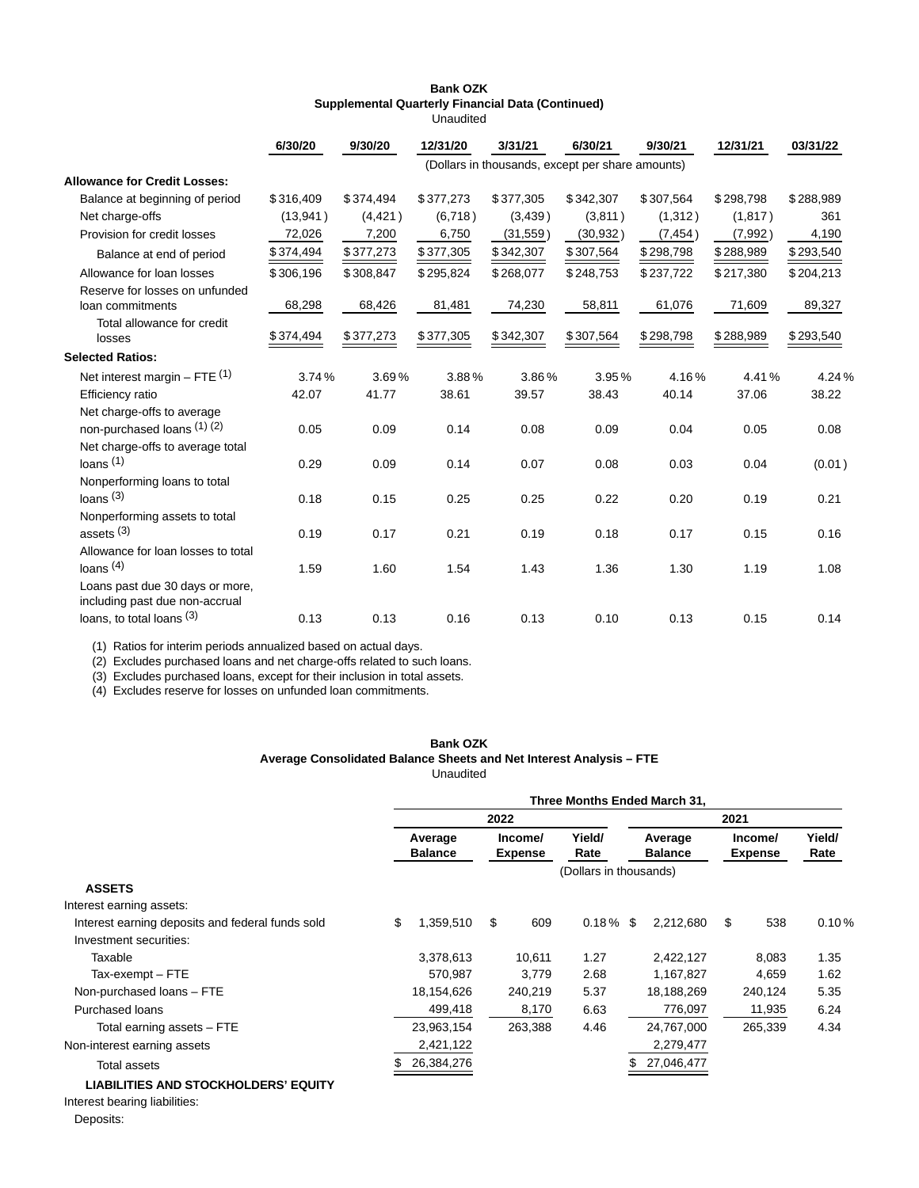**Bank OZK**
**Supplemental Quarterly Financial Data (Continued)**
Unaudited

| | 6/30/20 | 9/30/20 | 12/31/20 | 3/31/21 | 6/30/21 | 9/30/21 | 12/31/21 | 03/31/22 |
|---|---|---|---|---|---|---|---|---|
| | (Dollars in thousands, except per share amounts) | | | | | | | |
| **Allowance for Credit Losses:** | | | | | | | | |
| Balance at beginning of period | $316,409 | $374,494 | $377,273 | $377,305 | $342,307 | $307,564 | $298,798 | $288,989 |
| Net charge-offs | (13,941) | (4,421) | (6,718) | (3,439) | (3,811) | (1,312) | (1,817) | 361 |
| Provision for credit losses | 72,026 | 7,200 | 6,750 | (31,559) | (30,932) | (7,454) | (7,992) | 4,190 |
| Balance at end of period | $374,494 | $377,273 | $377,305 | $342,307 | $307,564 | $298,798 | $288,989 | $293,540 |
| Allowance for loan losses | $306,196 | $308,847 | $295,824 | $268,077 | $248,753 | $237,722 | $217,380 | $204,213 |
| Reserve for losses on unfunded loan commitments | 68,298 | 68,426 | 81,481 | 74,230 | 58,811 | 61,076 | 71,609 | 89,327 |
| Total allowance for credit losses | $374,494 | $377,273 | $377,305 | $342,307 | $307,564 | $298,798 | $288,989 | $293,540 |
| **Selected Ratios:** | | | | | | | | |
| Net interest margin – FTE [1] | 3.74% | 3.69% | 3.88% | 3.86% | 3.95% | 4.16% | 4.41% | 4.24% |
| Efficiency ratio | 42.07 | 41.77 | 38.61 | 39.57 | 38.43 | 40.14 | 37.06 | 38.22 |
| Net charge-offs to average non-purchased loans [1] [2] | 0.05 | 0.09 | 0.14 | 0.08 | 0.09 | 0.04 | 0.05 | 0.08 |
| Net charge-offs to average total loans [1] | 0.29 | 0.09 | 0.14 | 0.07 | 0.08 | 0.03 | 0.04 | (0.01) |
| Nonperforming loans to total loans [3] | 0.18 | 0.15 | 0.25 | 0.25 | 0.22 | 0.20 | 0.19 | 0.21 |
| Nonperforming assets to total assets [3] | 0.19 | 0.17 | 0.21 | 0.19 | 0.18 | 0.17 | 0.15 | 0.16 |
| Allowance for loan losses to total loans [4] | 1.59 | 1.60 | 1.54 | 1.43 | 1.36 | 1.30 | 1.19 | 1.08 |
| Loans past due 30 days or more, including past due non-accrual loans, to total loans [3] | 0.13 | 0.13 | 0.16 | 0.13 | 0.10 | 0.13 | 0.15 | 0.14 |

(1) Ratios for interim periods annualized based on actual days.
(2) Excludes purchased loans and net charge-offs related to such loans.
(3) Excludes purchased loans, except for their inclusion in total assets.
(4) Excludes reserve for losses on unfunded loan commitments.

**Bank OZK**
**Average Consolidated Balance Sheets and Net Interest Analysis – FTE**
Unaudited

| | Three Months Ended March 31, | | | | | |
|---|---|---|---|---|---|---|
| | 2022 | | | 2021 | | |
| | Average Balance | Income/ Expense | Yield/ Rate | Average Balance | Income/ Expense | Yield/ Rate |
| | (Dollars in thousands) | | | | | |
| **ASSETS** | | | | | | |
| Interest earning assets: | | | | | | |
| Interest earning deposits and federal funds sold | $ 1,359,510 | $ 609 | 0.18% | $ 2,212,680 | $ 538 | 0.10% |
| Investment securities: | | | | | | |
| Taxable | 3,378,613 | 10,611 | 1.27 | 2,422,127 | 8,083 | 1.35 |
| Tax-exempt – FTE | 570,987 | 3,779 | 2.68 | 1,167,827 | 4,659 | 1.62 |
| Non-purchased loans – FTE | 18,154,626 | 240,219 | 5.37 | 18,188,269 | 240,124 | 5.35 |
| Purchased loans | 499,418 | 8,170 | 6.63 | 776,097 | 11,935 | 6.24 |
| Total earning assets – FTE | 23,963,154 | 263,388 | 4.46 | 24,767,000 | 265,339 | 4.34 |
| Non-interest earning assets | 2,421,122 | | | 2,279,477 | | |
| Total assets | $ 26,384,276 | | | $ 27,046,477 | | |
| **LIABILITIES AND STOCKHOLDERS' EQUITY** | | | | | | |
| Interest bearing liabilities: | | | | | | |
| Deposits: | | | | | | |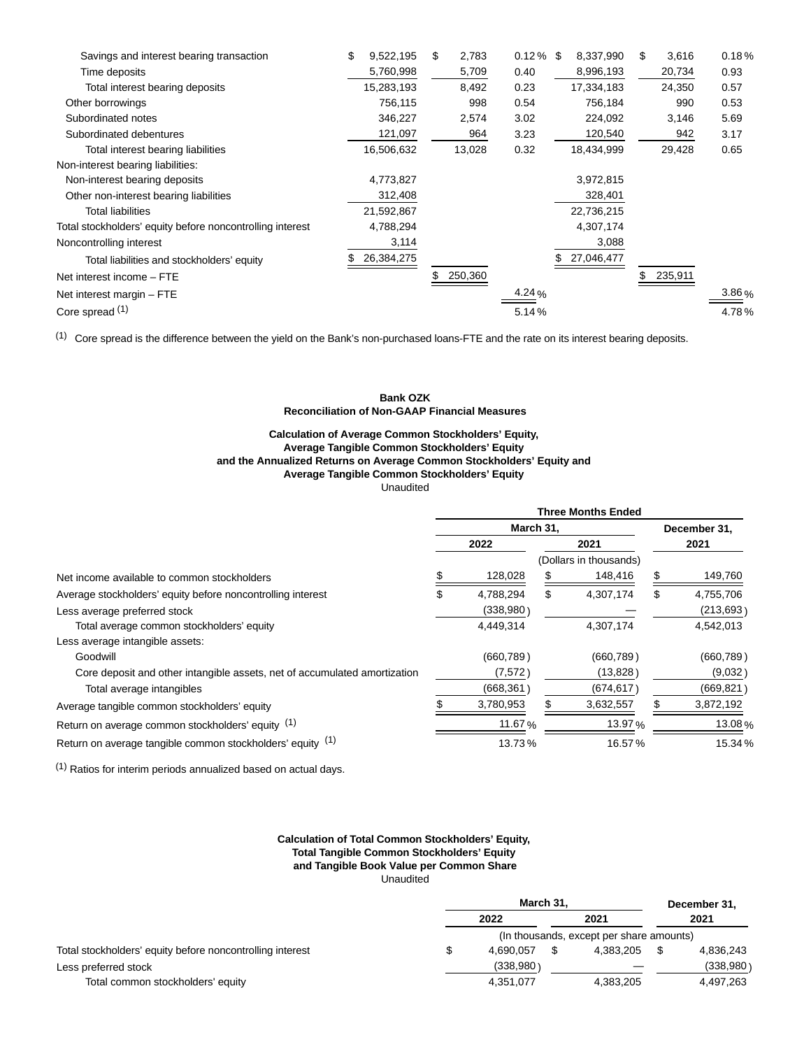| | | | | | | |
|---|---|---|---|---|---|---|
| Savings and interest bearing transaction | $ 9,522,195 | $ 2,783 | 0.12 % | $ 8,337,990 | $ 3,616 | 0.18 % |
| Time deposits | 5,760,998 | 5,709 | 0.40 | 8,996,193 | 20,734 | 0.93 |
| Total interest bearing deposits | 15,283,193 | 8,492 | 0.23 | 17,334,183 | 24,350 | 0.57 |
| Other borrowings | 756,115 | 998 | 0.54 | 756,184 | 990 | 0.53 |
| Subordinated notes | 346,227 | 2,574 | 3.02 | 224,092 | 3,146 | 5.69 |
| Subordinated debentures | 121,097 | 964 | 3.23 | 120,540 | 942 | 3.17 |
| Total interest bearing liabilities | 16,506,632 | 13,028 | 0.32 | 18,434,999 | 29,428 | 0.65 |
| Non-interest bearing liabilities: | | | | | | |
| Non-interest bearing deposits | 4,773,827 | | | 3,972,815 | | |
| Other non-interest bearing liabilities | 312,408 | | | 328,401 | | |
| Total liabilities | 21,592,867 | | | 22,736,215 | | |
| Total stockholders' equity before noncontrolling interest | 4,788,294 | | | 4,307,174 | | |
| Noncontrolling interest | 3,114 | | | 3,088 | | |
| Total liabilities and stockholders' equity | $ 26,384,275 | | | $ 27,046,477 | | |
| Net interest income – FTE | | $ 250,360 | | | $ 235,911 | |
| Net interest margin – FTE | | | 4.24 % | | | 3.86 % |
| Core spread [1] | | | 5.14 % | | | 4.78 % |

[1] Core spread is the difference between the yield on the Bank's non-purchased loans-FTE and the rate on its interest bearing deposits.

**Bank OZK**
**Reconciliation of Non-GAAP Financial Measures**

**Calculation of Average Common Stockholders' Equity,**
**Average Tangible Common Stockholders' Equity**
**and the Annualized Returns on Average Common Stockholders' Equity and**
**Average Tangible Common Stockholders' Equity**
Unaudited

| | Three Months Ended | | |
|---|---|---|---|
| | March 31, | | December 31, |
| | 2022 | 2021 | 2021 |
| | (Dollars in thousands) | | |
| Net income available to common stockholders | $ 128,028 | $ 148,416 | $ 149,760 |
| Average stockholders' equity before noncontrolling interest | $ 4,788,294 | $ 4,307,174 | $ 4,755,706 |
| Less average preferred stock | (338,980) | — | (213,693) |
| Total average common stockholders' equity | 4,449,314 | 4,307,174 | 4,542,013 |
| Less average intangible assets: | | | |
| Goodwill | (660,789) | (660,789) | (660,789) |
| Core deposit and other intangible assets, net of accumulated amortization | (7,572) | (13,828) | (9,032) |
| Total average intangibles | (668,361) | (674,617) | (669,821) |
| Average tangible common stockholders' equity | $ 3,780,953 | $ 3,632,557 | $ 3,872,192 |
| Return on average common stockholders' equity [1] | 11.67 % | 13.97 % | 13.08 % |
| Return on average tangible common stockholders' equity [1] | 13.73 % | 16.57 % | 15.34 % |

[1] Ratios for interim periods annualized based on actual days.

**Calculation of Total Common Stockholders' Equity,**
**Total Tangible Common Stockholders' Equity**
**and Tangible Book Value per Common Share**
Unaudited

| | March 31, | | December 31, |
|---|---|---|---|
| | 2022 | 2021 | 2021 |
| | (In thousands, except per share amounts) | | |
| Total stockholders' equity before noncontrolling interest | $ 4,690,057 | $ 4,383,205 | $ 4,836,243 |
| Less preferred stock | (338,980) | — | (338,980) |
| Total common stockholders' equity | 4,351,077 | 4,383,205 | 4,497,263 |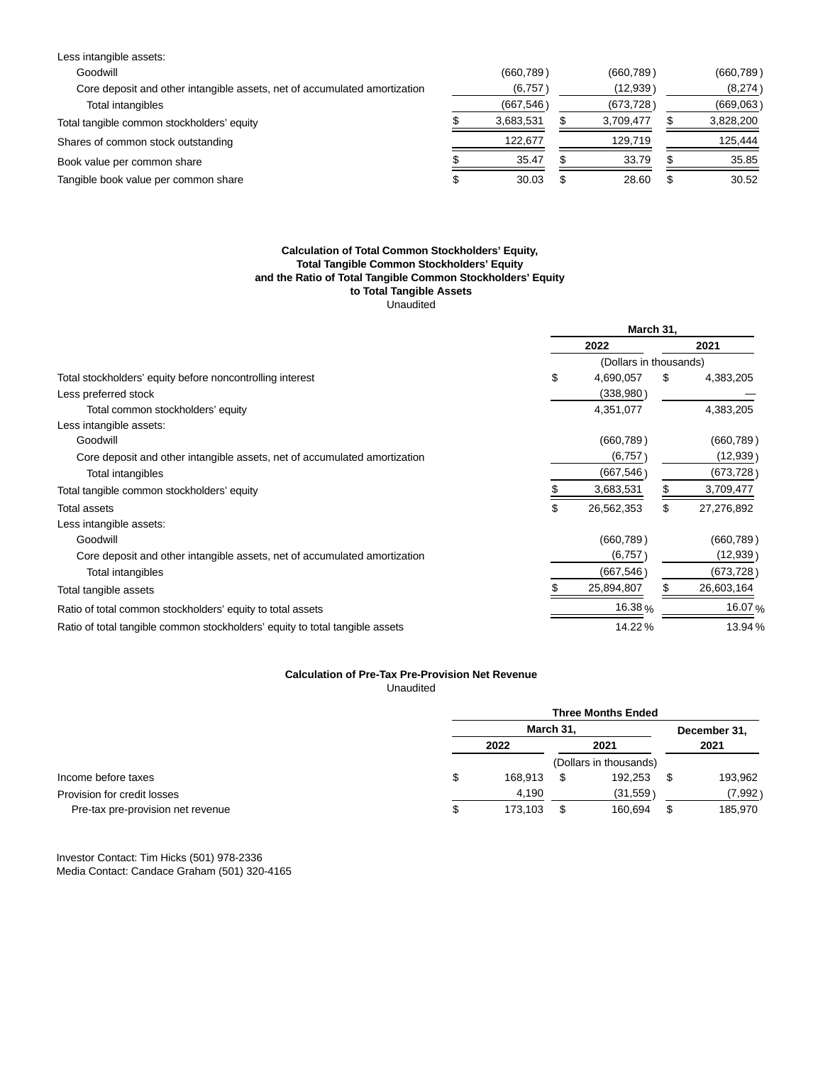| | | | |
|---|---|---|---|
| Less intangible assets: | | | |
| Goodwill | (660,789) | (660,789) | (660,789) |
| Core deposit and other intangible assets, net of accumulated amortization | (6,757) | (12,939) | (8,274) |
| Total intangibles | (667,546) | (673,728) | (669,063) |
| Total tangible common stockholders' equity | $ 3,683,531 | $ 3,709,477 | $ 3,828,200 |
| Shares of common stock outstanding | 122,677 | 129,719 | 125,444 |
| Book value per common share | $ 35.47 | $ 33.79 | $ 35.85 |
| Tangible book value per common share | $ 30.03 | $ 28.60 | $ 30.52 |

**Calculation of Total Common Stockholders' Equity, Total Tangible Common Stockholders' Equity and the Ratio of Total Tangible Common Stockholders' Equity to Total Tangible Assets**

Unaudited

| | March 31, | |
|---|---|---|
| | 2022 | 2021 |
| | (Dollars in thousands) | |
| Total stockholders' equity before noncontrolling interest | $ 4,690,057 | $ 4,383,205 |
| Less preferred stock | (338,980) | — |
| Total common stockholders' equity | 4,351,077 | 4,383,205 |
| Less intangible assets: | | |
| Goodwill | (660,789) | (660,789) |
| Core deposit and other intangible assets, net of accumulated amortization | (6,757) | (12,939) |
| Total intangibles | (667,546) | (673,728) |
| Total tangible common stockholders' equity | $ 3,683,531 | $ 3,709,477 |
| Total assets | $ 26,562,353 | $ 27,276,892 |
| Less intangible assets: | | |
| Goodwill | (660,789) | (660,789) |
| Core deposit and other intangible assets, net of accumulated amortization | (6,757) | (12,939) |
| Total intangibles | (667,546) | (673,728) |
| Total tangible assets | $ 25,894,807 | $ 26,603,164 |
| Ratio of total common stockholders' equity to total assets | 16.38 % | 16.07 % |
| Ratio of total tangible common stockholders' equity to total tangible assets | 14.22 % | 13.94 % |

**Calculation of Pre-Tax Pre-Provision Net Revenue**

Unaudited

| | Three Months Ended | | |
|---|---|---|---|
| | March 31, | | December 31, |
| | 2022 | 2021 | 2021 |
| | (Dollars in thousands) | | |
| Income before taxes | $ 168,913 | $ 192,253 | $ 193,962 |
| Provision for credit losses | 4,190 | (31,559) | (7,992) |
| Pre-tax pre-provision net revenue | $ 173,103 | $ 160,694 | $ 185,970 |

Investor Contact: Tim Hicks (501) 978-2336
Media Contact: Candace Graham (501) 320-4165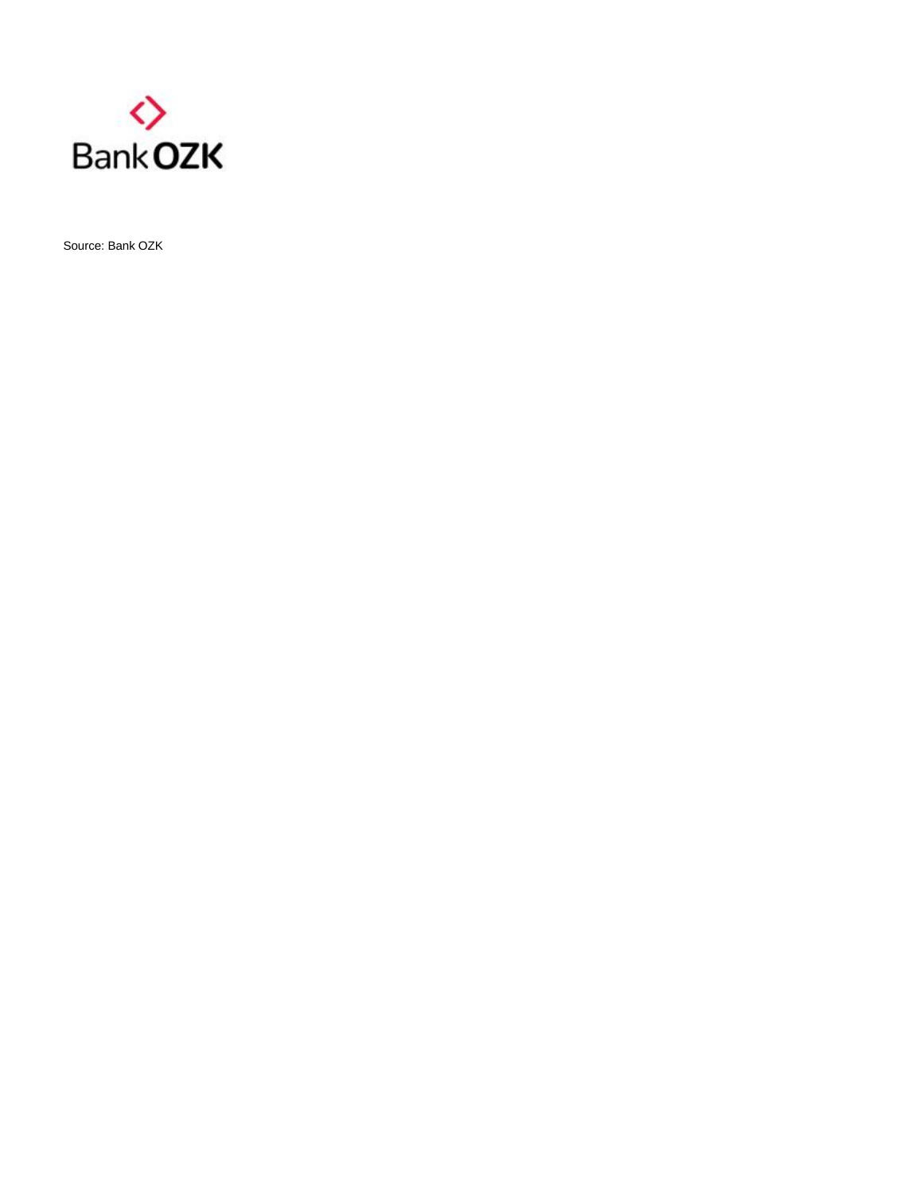Bank OZK

Source: Bank OZK